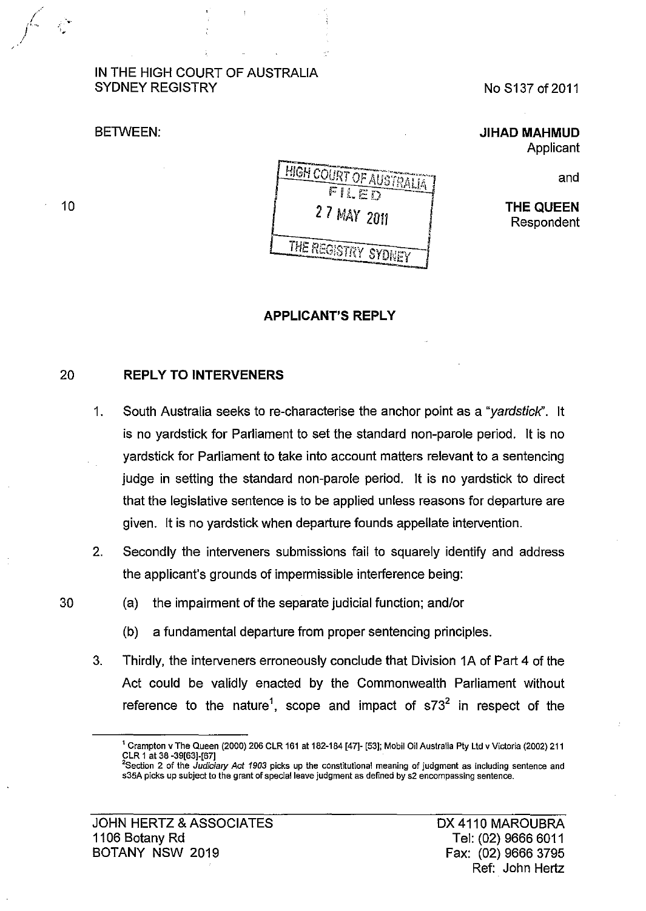IN THE HIGH COURT OF AUSTRALIA
SYDNEY REGISTRY

No S137 of 2011

BETWEEN:

**JIHAD MAHMUD**
Applicant

and

**THE QUEEN**
Respondent

HIGH COURT OF AUSTRALIA
FILED
27 MAY 2011
THE REGISTRY SYDNEY

## APPLICANT'S REPLY

### REPLY TO INTERVENERS

1. South Australia seeks to re-characterise the anchor point as a "*yardstick*". It is no yardstick for Parliament to set the standard non-parole period. It is no yardstick for Parliament to take into account matters relevant to a sentencing judge in setting the standard non-parole period. It is no yardstick to direct that the legislative sentence is to be applied unless reasons for departure are given. It is no yardstick when departure founds appellate intervention.

2. Secondly the interveners submissions fail to squarely identify and address the applicant's grounds of impermissible interference being:

   (a) the impairment of the separate judicial function; and/or

   (b) a fundamental departure from proper sentencing principles.

3. Thirdly, the interveners erroneously conclude that Division 1A of Part 4 of the Act could be validly enacted by the Commonwealth Parliament without reference to the nature[1], scope and impact of s73[2] in respect of the

---

[1] Crampton v The Queen (2000) 206 CLR 161 at 182-184 [47]- [53]; Mobil Oil Australia Pty Ltd v Victoria (2002) 211 CLR 1 at 38 -39[63]-[67]

[2] Section 2 of the *Judiciary Act 1903* picks up the constitutional meaning of judgment as including sentence and s35A picks up subject to the grant of special leave judgment as defined by s2 encompassing sentence.

JOHN HERTZ & ASSOCIATES
1106 Botany Rd
BOTANY NSW 2019

DX 4110 MAROUBRA
Tel: (02) 9666 6011
Fax: (02) 9666 3795
Ref: John Hertz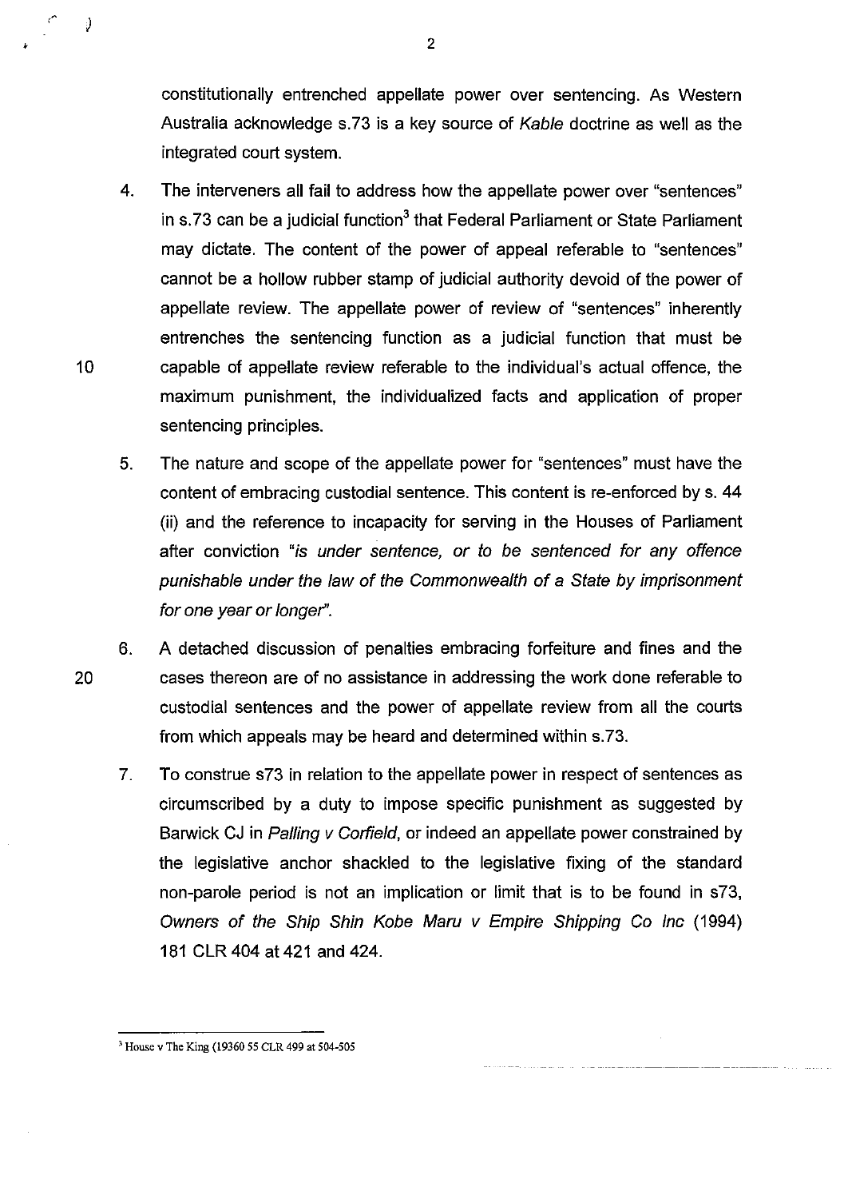constitutionally entrenched appellate power over sentencing. As Western Australia acknowledge s.73 is a key source of *Kable* doctrine as well as the integrated court system.

4. The interveners all fail to address how the appellate power over "sentences" in s.73 can be a judicial function[3] that Federal Parliament or State Parliament may dictate. The content of the power of appeal referable to "sentences" cannot be a hollow rubber stamp of judicial authority devoid of the power of appellate review. The appellate power of review of "sentences" inherently entrenches the sentencing function as a judicial function that must be capable of appellate review referable to the individual's actual offence, the maximum punishment, the individualized facts and application of proper sentencing principles.

5. The nature and scope of the appellate power for "sentences" must have the content of embracing custodial sentence. This content is re-enforced by s. 44 (ii) and the reference to incapacity for serving in the Houses of Parliament after conviction *"is under sentence, or to be sentenced for any offence punishable under the law of the Commonwealth of a State by imprisonment for one year or longer"*.

6. A detached discussion of penalties embracing forfeiture and fines and the cases thereon are of no assistance in addressing the work done referable to custodial sentences and the power of appellate review from all the courts from which appeals may be heard and determined within s.73.

7. To construe s73 in relation to the appellate power in respect of sentences as circumscribed by a duty to impose specific punishment as suggested by Barwick CJ in *Palling v Corfield*, or indeed an appellate power constrained by the legislative anchor shackled to the legislative fixing of the standard non-parole period is not an implication or limit that is to be found in s73, *Owners of the Ship Shin Kobe Maru v Empire Shipping Co Inc* (1994) 181 CLR 404 at 421 and 424.

---

[3] House v The King (19360 55 CLR 499 at 504-505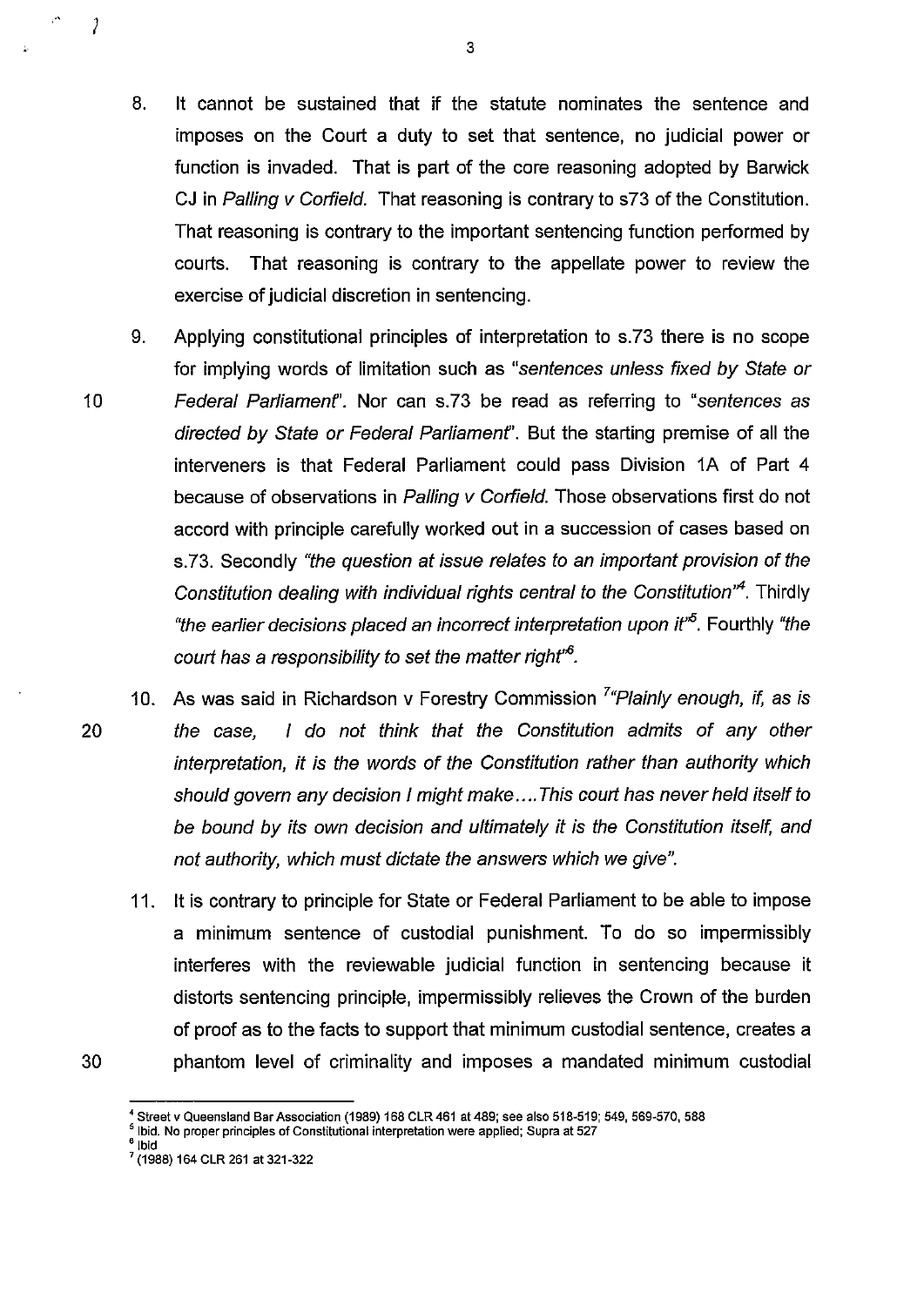8. It cannot be sustained that if the statute nominates the sentence and imposes on the Court a duty to set that sentence, no judicial power or function is invaded. That is part of the core reasoning adopted by Barwick CJ in *Palling v Corfield.* That reasoning is contrary to s73 of the Constitution. That reasoning is contrary to the important sentencing function performed by courts. That reasoning is contrary to the appellate power to review the exercise of judicial discretion in sentencing.

9. Applying constitutional principles of interpretation to s.73 there is no scope for implying words of limitation such as "*sentences unless fixed by State or Federal Parliament*". Nor can s.73 be read as referring to "*sentences as directed by State or Federal Parliament*". But the starting premise of all the interveners is that Federal Parliament could pass Division 1A of Part 4 because of observations in *Palling v Corfield.* Those observations first do not accord with principle carefully worked out in a succession of cases based on s.73. Secondly *"the question at issue relates to an important provision of the Constitution dealing with individual rights central to the Constitution"*[4]. Thirdly *"the earlier decisions placed an incorrect interpretation upon it"*[5]. Fourthly *"the court has a responsibility to set the matter right"*[6].

10. As was said in Richardson v Forestry Commission [7]*"Plainly enough, if, as is the case, I do not think that the Constitution admits of any other interpretation, it is the words of the Constitution rather than authority which should govern any decision I might make....This court has never held itself to be bound by its own decision and ultimately it is the Constitution itself, and not authority, which must dictate the answers which we give".*

11. It is contrary to principle for State or Federal Parliament to be able to impose a minimum sentence of custodial punishment. To do so impermissibly interferes with the reviewable judicial function in sentencing because it distorts sentencing principle, impermissibly relieves the Crown of the burden of proof as to the facts to support that minimum custodial sentence, creates a phantom level of criminality and imposes a mandated minimum custodial

---

[4] Street v Queensland Bar Association (1989) 168 CLR 461 at 489; see also 518-519; 549, 569-570, 588

[5] Ibid. No proper principles of Constitutional interpretation were applied; Supra at 527

[6] Ibid

[7] (1988) 164 CLR 261 at 321-322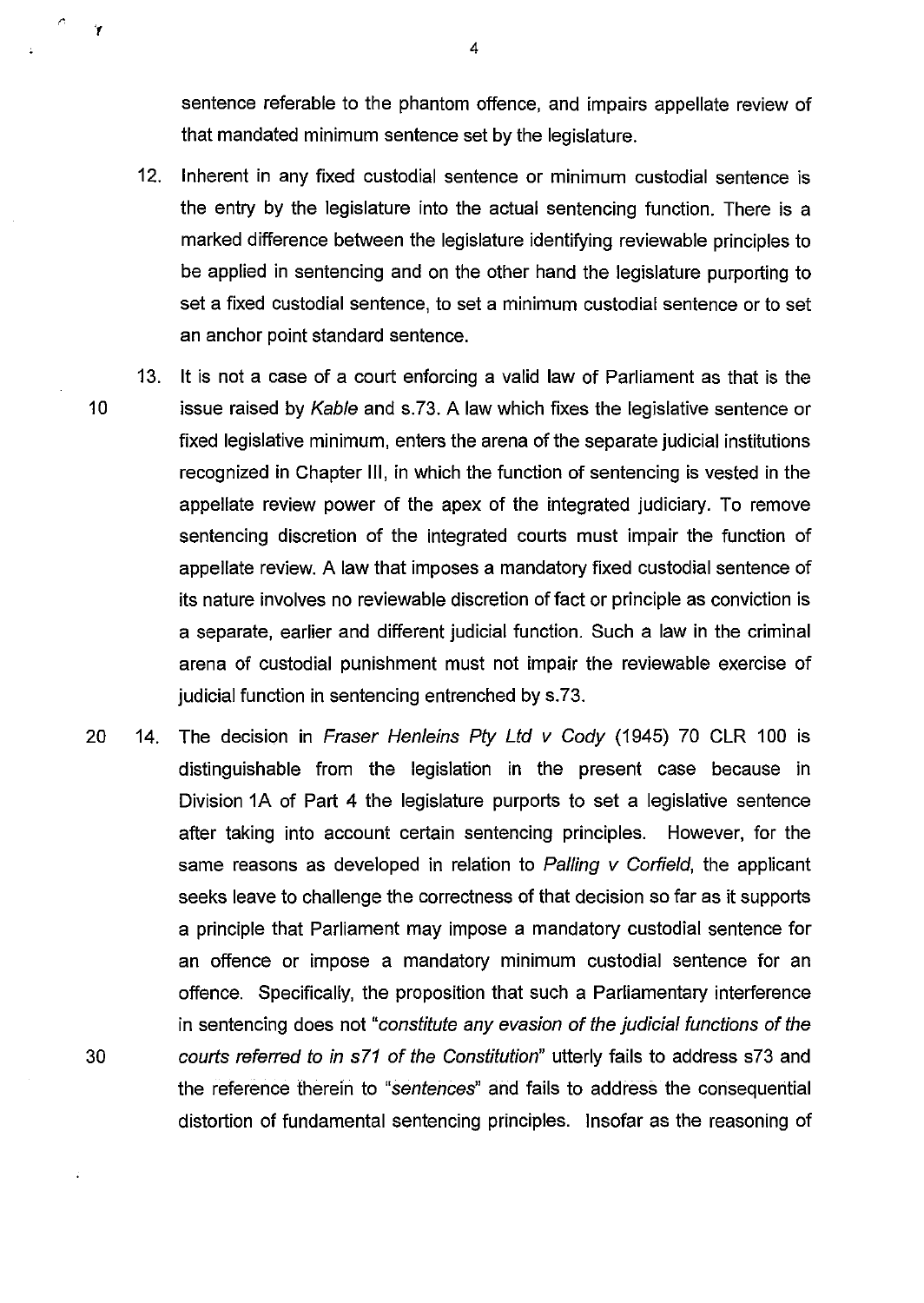sentence referable to the phantom offence, and impairs appellate review of that mandated minimum sentence set by the legislature.

12. Inherent in any fixed custodial sentence or minimum custodial sentence is the entry by the legislature into the actual sentencing function. There is a marked difference between the legislature identifying reviewable principles to be applied in sentencing and on the other hand the legislature purporting to set a fixed custodial sentence, to set a minimum custodial sentence or to set an anchor point standard sentence.

13. It is not a case of a court enforcing a valid law of Parliament as that is the issue raised by *Kable* and s.73. A law which fixes the legislative sentence or fixed legislative minimum, enters the arena of the separate judicial institutions recognized in Chapter III, in which the function of sentencing is vested in the appellate review power of the apex of the integrated judiciary. To remove sentencing discretion of the integrated courts must impair the function of appellate review. A law that imposes a mandatory fixed custodial sentence of its nature involves no reviewable discretion of fact or principle as conviction is a separate, earlier and different judicial function. Such a law in the criminal arena of custodial punishment must not impair the reviewable exercise of judicial function in sentencing entrenched by s.73.

14. The decision in *Fraser Henleins Pty Ltd v Cody* (1945) 70 CLR 100 is distinguishable from the legislation in the present case because in Division 1A of Part 4 the legislature purports to set a legislative sentence after taking into account certain sentencing principles. However, for the same reasons as developed in relation to *Palling v Corfield*, the applicant seeks leave to challenge the correctness of that decision so far as it supports a principle that Parliament may impose a mandatory custodial sentence for an offence or impose a mandatory minimum custodial sentence for an offence. Specifically, the proposition that such a Parliamentary interference in sentencing does not "*constitute any evasion of the judicial functions of the courts referred to in s71 of the Constitution*" utterly fails to address s73 and the reference therein to "*sentences*" and fails to address the consequential distortion of fundamental sentencing principles. Insofar as the reasoning of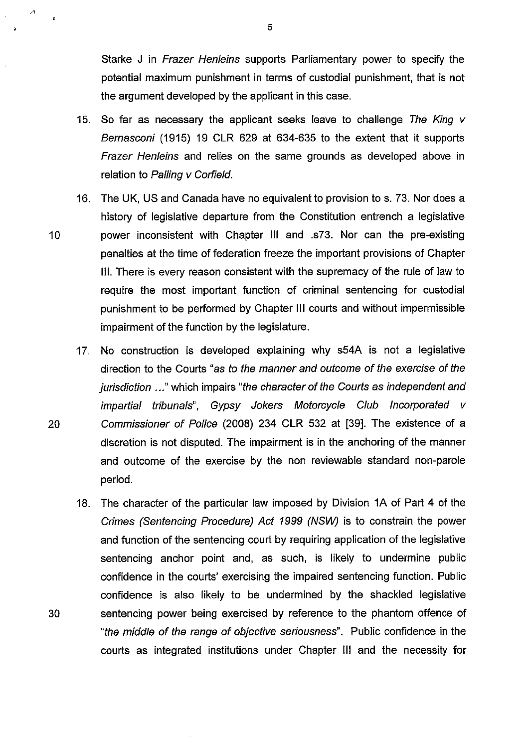Starke J in *Frazer Henleins* supports Parliamentary power to specify the potential maximum punishment in terms of custodial punishment, that is not the argument developed by the applicant in this case.

15. So far as necessary the applicant seeks leave to challenge *The King v Bernasconi* (1915) 19 CLR 629 at 634-635 to the extent that it supports *Frazer Henleins* and relies on the same grounds as developed above in relation to *Palling v Corfield*.

16. The UK, US and Canada have no equivalent to provision to s. 73. Nor does a history of legislative departure from the Constitution entrench a legislative power inconsistent with Chapter III and .s73. Nor can the pre-existing penalties at the time of federation freeze the important provisions of Chapter III. There is every reason consistent with the supremacy of the rule of law to require the most important function of criminal sentencing for custodial punishment to be performed by Chapter III courts and without impermissible impairment of the function by the legislature.

17. No construction is developed explaining why s54A is not a legislative direction to the Courts "*as to the manner and outcome of the exercise of the jurisdiction ...*" which impairs "*the character of the Courts as independent and impartial tribunals*", *Gypsy Jokers Motorcycle Club Incorporated v Commissioner of Police* (2008) 234 CLR 532 at [39]. The existence of a discretion is not disputed. The impairment is in the anchoring of the manner and outcome of the exercise by the non reviewable standard non-parole period.

18. The character of the particular law imposed by Division 1A of Part 4 of the *Crimes (Sentencing Procedure) Act 1999 (NSW)* is to constrain the power and function of the sentencing court by requiring application of the legislative sentencing anchor point and, as such, is likely to undermine public confidence in the courts' exercising the impaired sentencing function. Public confidence is also likely to be undermined by the shackled legislative sentencing power being exercised by reference to the phantom offence of "*the middle of the range of objective seriousness*". Public confidence in the courts as integrated institutions under Chapter III and the necessity for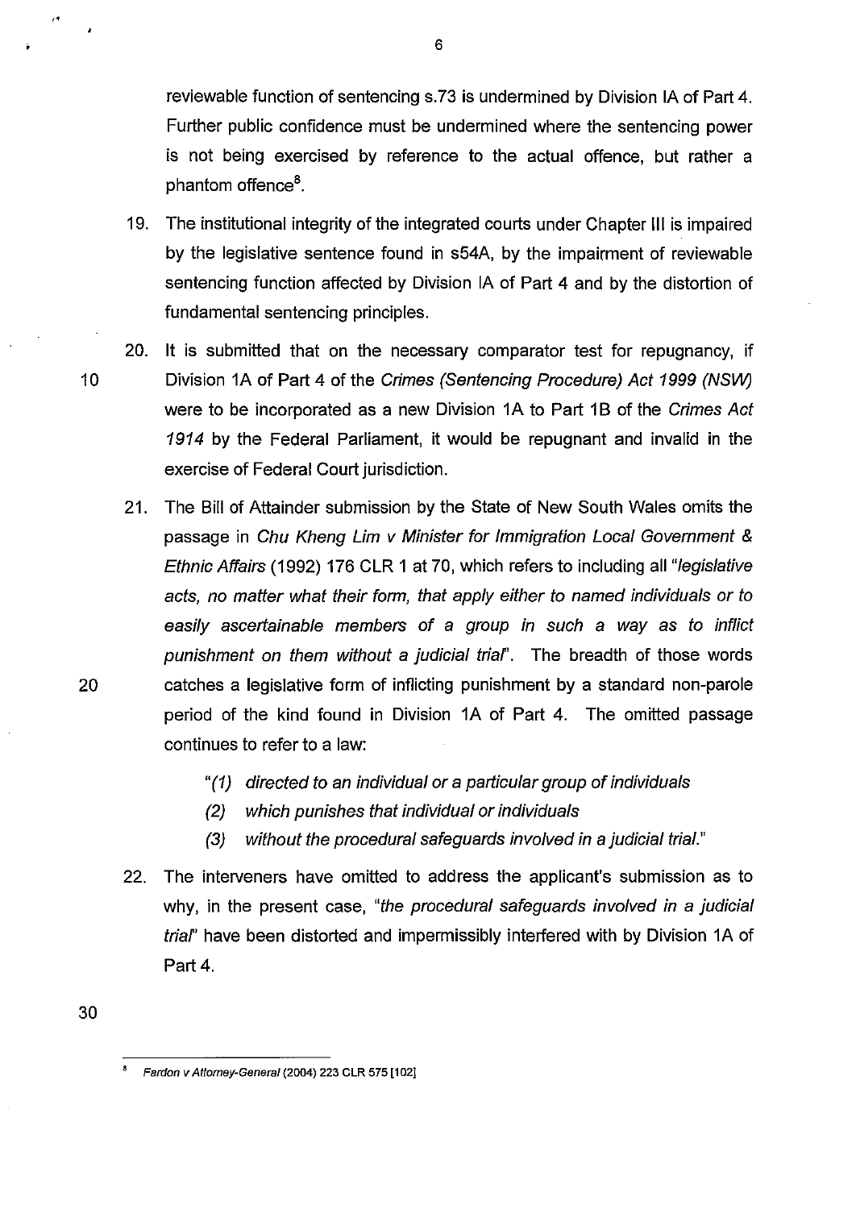reviewable function of sentencing s.73 is undermined by Division IA of Part 4. Further public confidence must be undermined where the sentencing power is not being exercised by reference to the actual offence, but rather a phantom offence[8].

19. The institutional integrity of the integrated courts under Chapter III is impaired by the legislative sentence found in s54A, by the impairment of reviewable sentencing function affected by Division IA of Part 4 and by the distortion of fundamental sentencing principles.

20. It is submitted that on the necessary comparator test for repugnancy, if Division 1A of Part 4 of the *Crimes (Sentencing Procedure) Act 1999 (NSW)* were to be incorporated as a new Division 1A to Part 1B of the *Crimes Act 1914* by the Federal Parliament, it would be repugnant and invalid in the exercise of Federal Court jurisdiction.

21. The Bill of Attainder submission by the State of New South Wales omits the passage in *Chu Kheng Lim v Minister for Immigration Local Government & Ethnic Affairs* (1992) 176 CLR 1 at 70, which refers to including all "*legislative acts, no matter what their form, that apply either to named individuals or to easily ascertainable members of a group in such a way as to inflict punishment on them without a judicial trial*". The breadth of those words catches a legislative form of inflicting punishment by a standard non-parole period of the kind found in Division 1A of Part 4. The omitted passage continues to refer to a law:

    "*(1) directed to an individual or a particular group of individuals*
    *(2) which punishes that individual or individuals*
    *(3) without the procedural safeguards involved in a judicial trial.*"

22. The interveners have omitted to address the applicant's submission as to why, in the present case, "*the procedural safeguards involved in a judicial trial*" have been distorted and impermissibly interfered with by Division 1A of Part 4.

---

[8] *Fardon v Attorney-General* (2004) 223 CLR 575 [102]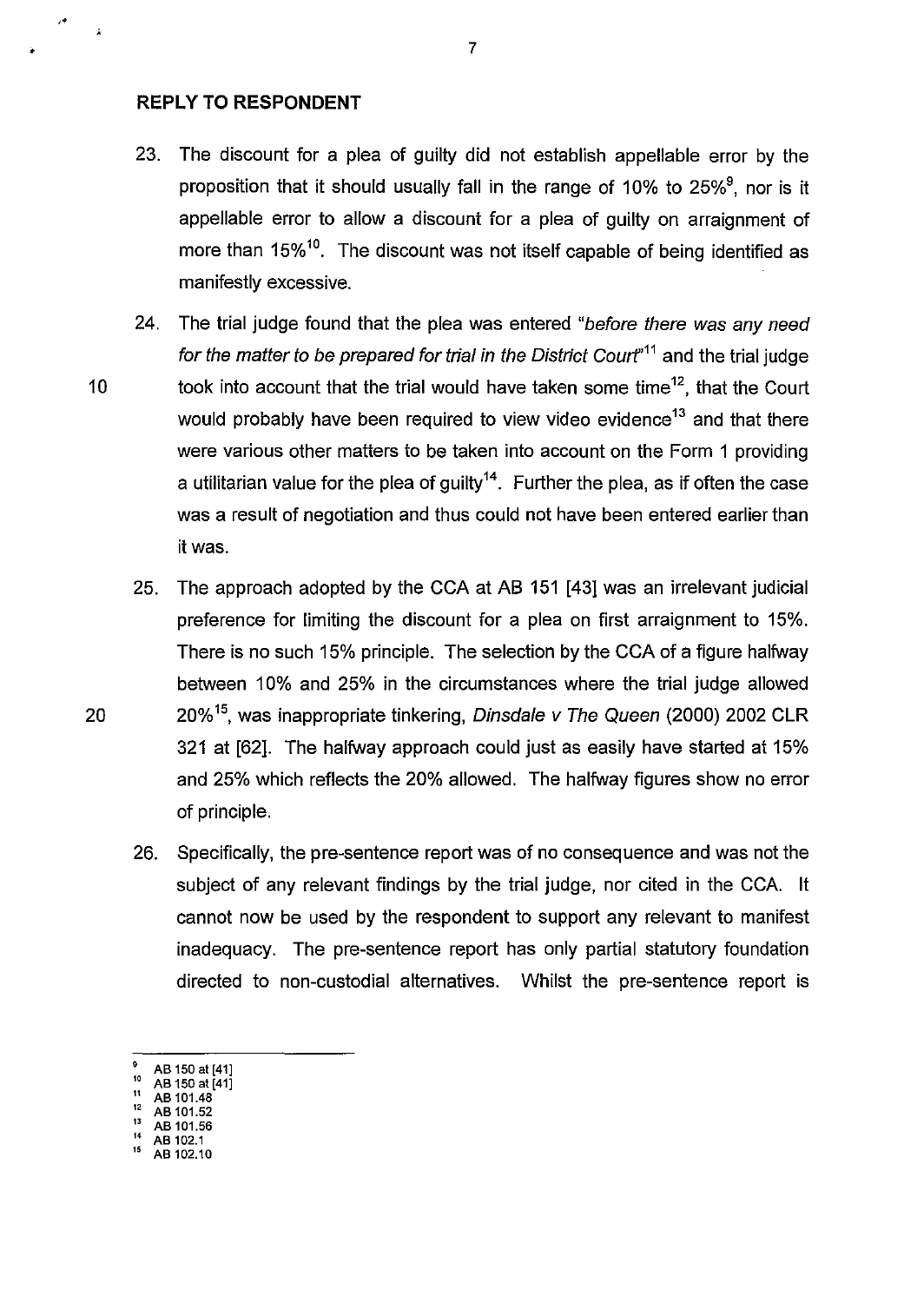## REPLY TO RESPONDENT

23. The discount for a plea of guilty did not establish appellable error by the proposition that it should usually fall in the range of 10% to 25%[9], nor is it appellable error to allow a discount for a plea of guilty on arraignment of more than 15%[10]. The discount was not itself capable of being identified as manifestly excessive.

24. The trial judge found that the plea was entered "*before there was any need for the matter to be prepared for trial in the District Court*"[11] and the trial judge took into account that the trial would have taken some time[12], that the Court would probably have been required to view video evidence[13] and that there were various other matters to be taken into account on the Form 1 providing a utilitarian value for the plea of guilty[14]. Further the plea, as if often the case was a result of negotiation and thus could not have been entered earlier than it was.

25. The approach adopted by the CCA at AB 151 [43] was an irrelevant judicial preference for limiting the discount for a plea on first arraignment to 15%. There is no such 15% principle. The selection by the CCA of a figure halfway between 10% and 25% in the circumstances where the trial judge allowed 20%[15], was inappropriate tinkering, *Dinsdale v The Queen* (2000) 2002 CLR 321 at [62]. The halfway approach could just as easily have started at 15% and 25% which reflects the 20% allowed. The halfway figures show no error of principle.

26. Specifically, the pre-sentence report was of no consequence and was not the subject of any relevant findings by the trial judge, nor cited in the CCA. It cannot now be used by the respondent to support any relevant to manifest inadequacy. The pre-sentence report has only partial statutory foundation directed to non-custodial alternatives. Whilst the pre-sentence report is

---

[9] AB 150 at [41]
[10] AB 150 at [41]
[11] AB 101.48
[12] AB 101.52
[13] AB 101.56
[14] AB 102.1
[15] AB 102.10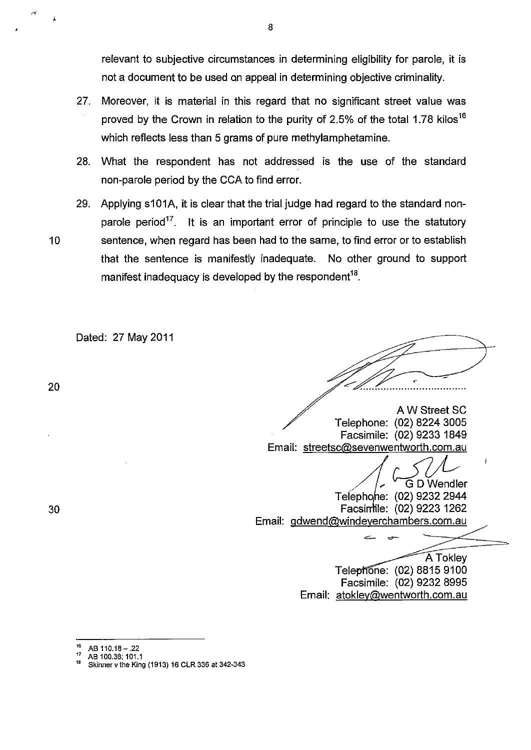relevant to subjective circumstances in determining eligibility for parole, it is not a document to be used on appeal in determining objective criminality.

27. Moreover, it is material in this regard that no significant street value was proved by the Crown in relation to the purity of 2.5% of the total 1.78 kilos[16] which reflects less than 5 grams of pure methylamphetamine.

28. What the respondent has not addressed is the use of the standard non-parole period by the CCA to find error.

29. Applying s101A, it is clear that the trial judge had regard to the standard non-parole period[17]. It is an important error of principle to use the statutory sentence, when regard has been had to the same, to find error or to establish that the sentence is manifestly inadequate. No other ground to support manifest inadequacy is developed by the respondent[18].

Dated: 27 May 2011

A W Street SC
Telephone: (02) 8224 3005
Facsimile: (02) 9233 1849
Email: streetsc@sevenwentworth.com.au

G D Wendler
Telephone: (02) 9232 2944
Facsimile: (02) 9223 1262
Email: gdwend@windeyerchambers.com.au

A Tokley
Telephone: (02) 8815 9100
Facsimile: (02) 9232 8995
Email: atokley@wentworth.com.au

---

[16] AB 110.18 – .22
[17] AB 100.38; 101.1
[18] Skinner v the King (1913) 16 CLR 336 at 342-343